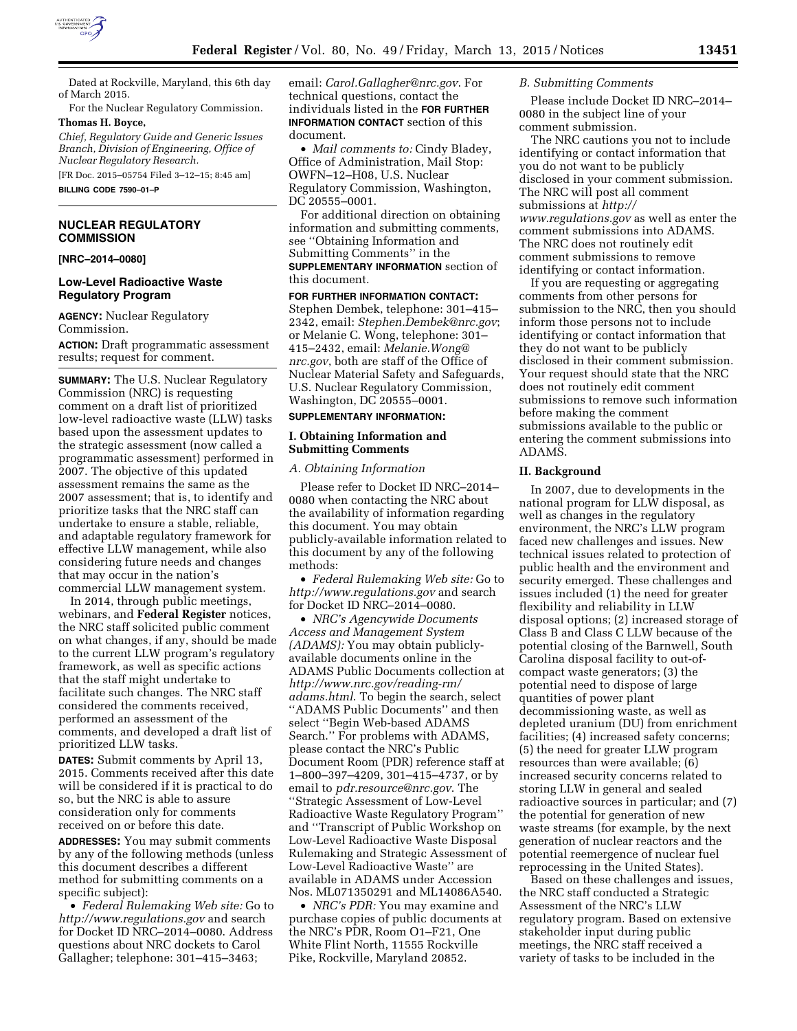Dated at Rockville, Maryland, this 6th day of March 2015.

For the Nuclear Regulatory Commission.

**Thomas H. Boyce,**

*Chief, Regulatory Guide and Generic Issues Branch, Division of Engineering, Office of Nuclear Regulatory Research.*

[FR Doc. 2015–05754 Filed 3–12–15; 8:45 am]

**BILLING CODE 7590–01–P**

## NUCLEAR REGULATORY COMMISSION

**[NRC–2014–0080]**

### Low-Level Radioactive Waste Regulatory Program

**AGENCY:** Nuclear Regulatory Commission.

**ACTION:** Draft programmatic assessment results; request for comment.

**SUMMARY:** The U.S. Nuclear Regulatory Commission (NRC) is requesting comment on a draft list of prioritized low-level radioactive waste (LLW) tasks based upon the assessment updates to the strategic assessment (now called a programmatic assessment) performed in 2007. The objective of this updated assessment remains the same as the 2007 assessment; that is, to identify and prioritize tasks that the NRC staff can undertake to ensure a stable, reliable, and adaptable regulatory framework for effective LLW management, while also considering future needs and changes that may occur in the nation's commercial LLW management system.

In 2014, through public meetings, webinars, and **Federal Register** notices, the NRC staff solicited public comment on what changes, if any, should be made to the current LLW program's regulatory framework, as well as specific actions that the staff might undertake to facilitate such changes. The NRC staff considered the comments received, performed an assessment of the comments, and developed a draft list of prioritized LLW tasks.

**DATES:** Submit comments by April 13, 2015. Comments received after this date will be considered if it is practical to do so, but the NRC is able to assure consideration only for comments received on or before this date.

**ADDRESSES:** You may submit comments by any of the following methods (unless this document describes a different method for submitting comments on a specific subject):

- *Federal Rulemaking Web site:* Go to *http://www.regulations.gov* and search for Docket ID NRC–2014–0080. Address questions about NRC dockets to Carol Gallagher; telephone: 301–415–3463; email: *Carol.Gallagher@nrc.gov*. For technical questions, contact the individuals listed in the **FOR FURTHER INFORMATION CONTACT** section of this document.
- *Mail comments to:* Cindy Bladey, Office of Administration, Mail Stop: OWFN–12–H08, U.S. Nuclear Regulatory Commission, Washington, DC 20555–0001.

For additional direction on obtaining information and submitting comments, see "Obtaining Information and Submitting Comments" in the **SUPPLEMENTARY INFORMATION** section of this document.

**FOR FURTHER INFORMATION CONTACT:** Stephen Dembek, telephone: 301–415–2342, email: *Stephen.Dembek@nrc.gov*; or Melanie C. Wong, telephone: 301–415–2432, email: *Melanie.Wong@nrc.gov*, both are staff of the Office of Nuclear Material Safety and Safeguards, U.S. Nuclear Regulatory Commission, Washington, DC 20555–0001.

**SUPPLEMENTARY INFORMATION:**

## I. Obtaining Information and Submitting Comments

### *A. Obtaining Information*

Please refer to Docket ID NRC–2014–0080 when contacting the NRC about the availability of information regarding this document. You may obtain publicly-available information related to this document by any of the following methods:

- *Federal Rulemaking Web site:* Go to *http://www.regulations.gov* and search for Docket ID NRC–2014–0080.
- *NRC's Agencywide Documents Access and Management System (ADAMS):* You may obtain publicly-available documents online in the ADAMS Public Documents collection at *http://www.nrc.gov/reading-rm/adams.html*. To begin the search, select "ADAMS Public Documents" and then select "Begin Web-based ADAMS Search." For problems with ADAMS, please contact the NRC's Public Document Room (PDR) reference staff at 1–800–397–4209, 301–415–4737, or by email to *pdr.resource@nrc.gov*. The "Strategic Assessment of Low-Level Radioactive Waste Regulatory Program" and "Transcript of Public Workshop on Low-Level Radioactive Waste Disposal Rulemaking and Strategic Assessment of Low-Level Radioactive Waste" are available in ADAMS under Accession Nos. ML071350291 and ML14086A540.
- *NRC's PDR:* You may examine and purchase copies of public documents at the NRC's PDR, Room O1–F21, One White Flint North, 11555 Rockville Pike, Rockville, Maryland 20852.

### *B. Submitting Comments*

Please include Docket ID NRC–2014–0080 in the subject line of your comment submission.

The NRC cautions you not to include identifying or contact information that you do not want to be publicly disclosed in your comment submission. The NRC will post all comment submissions at *http://www.regulations.gov* as well as enter the comment submissions into ADAMS. The NRC does not routinely edit comment submissions to remove identifying or contact information.

If you are requesting or aggregating comments from other persons for submission to the NRC, then you should inform those persons not to include identifying or contact information that they do not want to be publicly disclosed in their comment submission. Your request should state that the NRC does not routinely edit comment submissions to remove such information before making the comment submissions available to the public or entering the comment submissions into ADAMS.

## II. Background

In 2007, due to developments in the national program for LLW disposal, as well as changes in the regulatory environment, the NRC's LLW program faced new challenges and issues. New technical issues related to protection of public health and the environment and security emerged. These challenges and issues included (1) the need for greater flexibility and reliability in LLW disposal options; (2) increased storage of Class B and Class C LLW because of the potential closing of the Barnwell, South Carolina disposal facility to out-of-compact waste generators; (3) the potential need to dispose of large quantities of power plant decommissioning waste, as well as depleted uranium (DU) from enrichment facilities; (4) increased safety concerns; (5) the need for greater LLW program resources than were available; (6) increased security concerns related to storing LLW in general and sealed radioactive sources in particular; and (7) the potential for generation of new waste streams (for example, by the next generation of nuclear reactors and the potential reemergence of nuclear fuel reprocessing in the United States).

Based on these challenges and issues, the NRC staff conducted a Strategic Assessment of the NRC's LLW regulatory program. Based on extensive stakeholder input during public meetings, the NRC staff received a variety of tasks to be included in the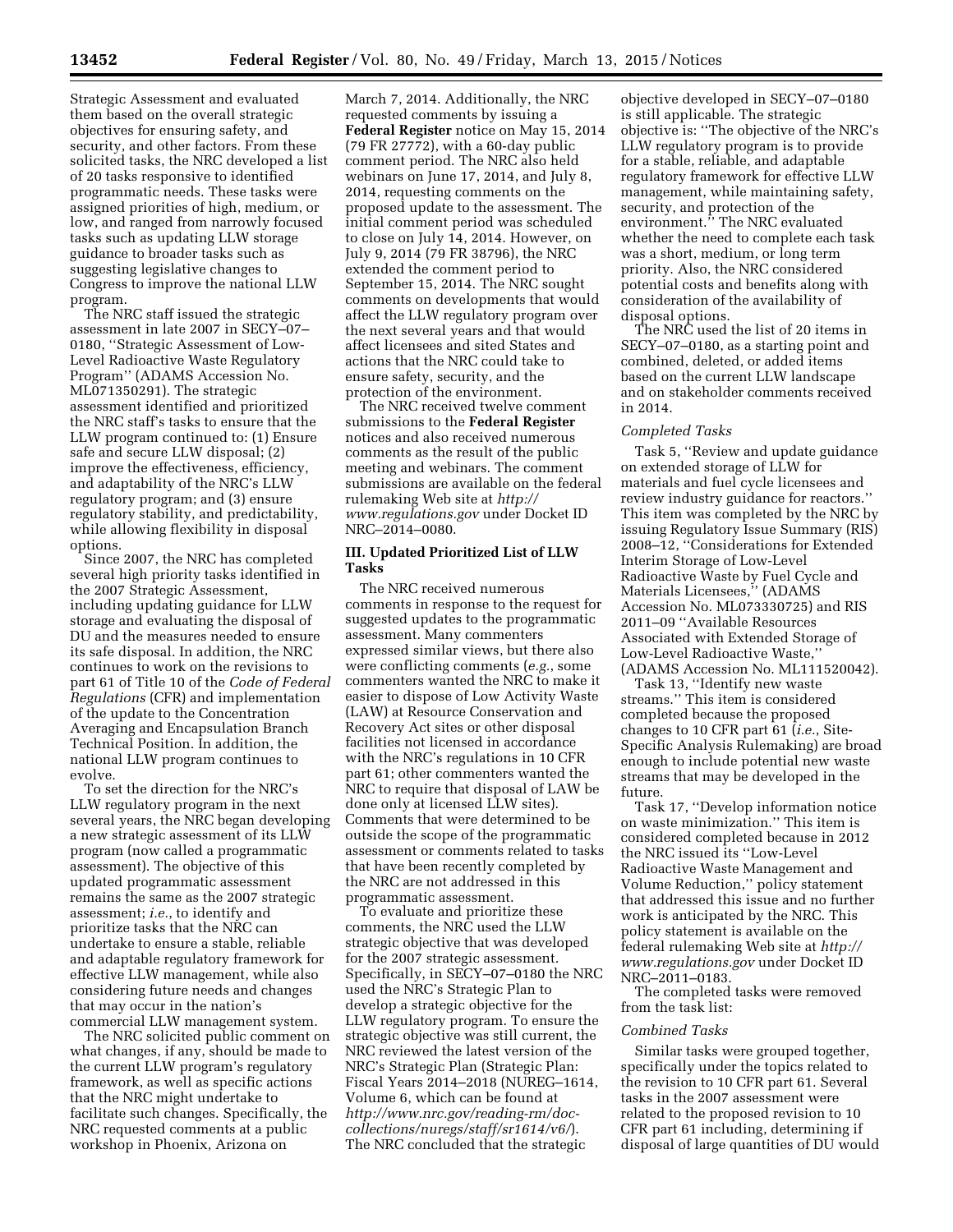Strategic Assessment and evaluated them based on the overall strategic objectives for ensuring safety, and security, and other factors. From these solicited tasks, the NRC developed a list of 20 tasks responsive to identified programmatic needs. These tasks were assigned priorities of high, medium, or low, and ranged from narrowly focused tasks such as updating LLW storage guidance to broader tasks such as suggesting legislative changes to Congress to improve the national LLW program.

The NRC staff issued the strategic assessment in late 2007 in SECY–07–0180, ''Strategic Assessment of Low-Level Radioactive Waste Regulatory Program'' (ADAMS Accession No. ML071350291). The strategic assessment identified and prioritized the NRC staff's tasks to ensure that the LLW program continued to: (1) Ensure safe and secure LLW disposal; (2) improve the effectiveness, efficiency, and adaptability of the NRC's LLW regulatory program; and (3) ensure regulatory stability, and predictability, while allowing flexibility in disposal options.

Since 2007, the NRC has completed several high priority tasks identified in the 2007 Strategic Assessment, including updating guidance for LLW storage and evaluating the disposal of DU and the measures needed to ensure its safe disposal. In addition, the NRC continues to work on the revisions to part 61 of Title 10 of the *Code of Federal Regulations* (CFR) and implementation of the update to the Concentration Averaging and Encapsulation Branch Technical Position. In addition, the national LLW program continues to evolve.

To set the direction for the NRC's LLW regulatory program in the next several years, the NRC began developing a new strategic assessment of its LLW program (now called a programmatic assessment). The objective of this updated programmatic assessment remains the same as the 2007 strategic assessment; *i.e.*, to identify and prioritize tasks that the NRC can undertake to ensure a stable, reliable and adaptable regulatory framework for effective LLW management, while also considering future needs and changes that may occur in the nation's commercial LLW management system.

The NRC solicited public comment on what changes, if any, should be made to the current LLW program's regulatory framework, as well as specific actions that the NRC might undertake to facilitate such changes. Specifically, the NRC requested comments at a public workshop in Phoenix, Arizona on March 7, 2014. Additionally, the NRC requested comments by issuing a **Federal Register** notice on May 15, 2014 (79 FR 27772), with a 60-day public comment period. The NRC also held webinars on June 17, 2014, and July 8, 2014, requesting comments on the proposed update to the assessment. The initial comment period was scheduled to close on July 14, 2014. However, on July 9, 2014 (79 FR 38796), the NRC extended the comment period to September 15, 2014. The NRC sought comments on developments that would affect the LLW regulatory program over the next several years and that would affect licensees and sited States and actions that the NRC could take to ensure safety, security, and the protection of the environment.

The NRC received twelve comment submissions to the **Federal Register** notices and also received numerous comments as the result of the public meeting and webinars. The comment submissions are available on the federal rulemaking Web site at *http://www.regulations.gov* under Docket ID NRC–2014–0080.

## III. Updated Prioritized List of LLW Tasks

The NRC received numerous comments in response to the request for suggested updates to the programmatic assessment. Many commenters expressed similar views, but there also were conflicting comments (*e.g.*, some commenters wanted the NRC to make it easier to dispose of Low Activity Waste (LAW) at Resource Conservation and Recovery Act sites or other disposal facilities not licensed in accordance with the NRC's regulations in 10 CFR part 61; other commenters wanted the NRC to require that disposal of LAW be done only at licensed LLW sites). Comments that were determined to be outside the scope of the programmatic assessment or comments related to tasks that have been recently completed by the NRC are not addressed in this programmatic assessment.

To evaluate and prioritize these comments, the NRC used the LLW strategic objective that was developed for the 2007 strategic assessment. Specifically, in SECY–07–0180 the NRC used the NRC's Strategic Plan to develop a strategic objective for the LLW regulatory program. To ensure the strategic objective was still current, the NRC reviewed the latest version of the NRC's Strategic Plan (Strategic Plan: Fiscal Years 2014–2018 (NUREG–1614, Volume 6, which can be found at *http://www.nrc.gov/reading-rm/doc-collections/nuregs/staff/sr1614/v6/*). The NRC concluded that the strategic objective developed in SECY–07–0180 is still applicable. The strategic objective is: ''The objective of the NRC's LLW regulatory program is to provide for a stable, reliable, and adaptable regulatory framework for effective LLW management, while maintaining safety, security, and protection of the environment.'' The NRC evaluated whether the need to complete each task was a short, medium, or long term priority. Also, the NRC considered potential costs and benefits along with consideration of the availability of disposal options.

The NRC used the list of 20 items in SECY–07–0180, as a starting point and combined, deleted, or added items based on the current LLW landscape and on stakeholder comments received in 2014.

### *Completed Tasks*

Task 5, ''Review and update guidance on extended storage of LLW for materials and fuel cycle licensees and review industry guidance for reactors.'' This item was completed by the NRC by issuing Regulatory Issue Summary (RIS) 2008–12, ''Considerations for Extended Interim Storage of Low-Level Radioactive Waste by Fuel Cycle and Materials Licensees,'' (ADAMS Accession No. ML073330725) and RIS 2011–09 ''Available Resources Associated with Extended Storage of Low-Level Radioactive Waste,'' (ADAMS Accession No. ML111520042).

Task 13, ''Identify new waste streams.'' This item is considered completed because the proposed changes to 10 CFR part 61 (*i.e.*, Site-Specific Analysis Rulemaking) are broad enough to include potential new waste streams that may be developed in the future.

Task 17, ''Develop information notice on waste minimization.'' This item is considered completed because in 2012 the NRC issued its ''Low-Level Radioactive Waste Management and Volume Reduction,'' policy statement that addressed this issue and no further work is anticipated by the NRC. This policy statement is available on the federal rulemaking Web site at *http://www.regulations.gov* under Docket ID NRC–2011–0183.

The completed tasks were removed from the task list:

### *Combined Tasks*

Similar tasks were grouped together, specifically under the topics related to the revision to 10 CFR part 61. Several tasks in the 2007 assessment were related to the proposed revision to 10 CFR part 61 including, determining if disposal of large quantities of DU would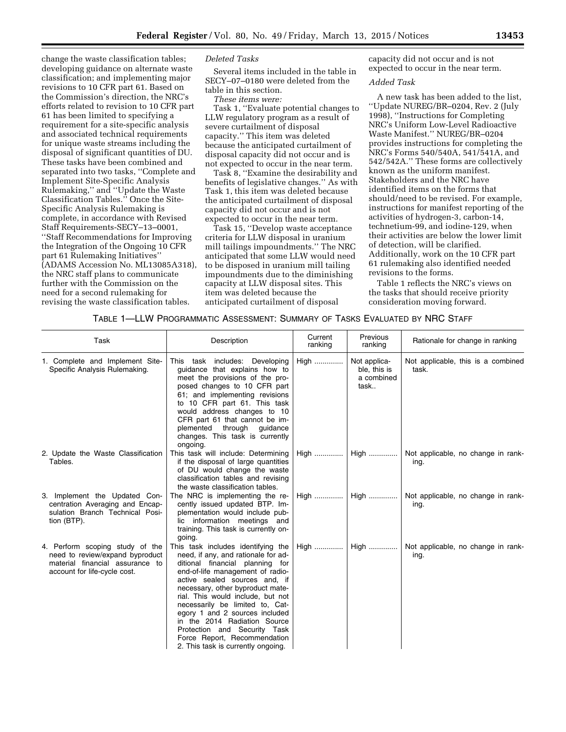change the waste classification tables; developing guidance on alternate waste classification; and implementing major revisions to 10 CFR part 61. Based on the Commission's direction, the NRC's efforts related to revision to 10 CFR part 61 has been limited to specifying a requirement for a site-specific analysis and associated technical requirements for unique waste streams including the disposal of significant quantities of DU. These tasks have been combined and separated into two tasks, ''Complete and Implement Site-Specific Analysis Rulemaking,'' and ''Update the Waste Classification Tables.'' Once the Site-Specific Analysis Rulemaking is complete, in accordance with Revised Staff Requirements-SECY–13–0001, ''Staff Recommendations for Improving the Integration of the Ongoing 10 CFR part 61 Rulemaking Initiatives'' (ADAMS Accession No. ML13085A318), the NRC staff plans to communicate further with the Commission on the need for a second rulemaking for revising the waste classification tables.

*Deleted Tasks*

Several items included in the table in SECY–07–0180 were deleted from the table in this section.

*These items were:*

Task 1, ''Evaluate potential changes to LLW regulatory program as a result of severe curtailment of disposal capacity.'' This item was deleted because the anticipated curtailment of disposal capacity did not occur and is not expected to occur in the near term.

Task 8, ''Examine the desirability and benefits of legislative changes.'' As with Task 1, this item was deleted because the anticipated curtailment of disposal capacity did not occur and is not expected to occur in the near term.

Task 15, ''Develop waste acceptance criteria for LLW disposal in uranium mill tailings impoundments.'' The NRC anticipated that some LLW would need to be disposed in uranium mill tailing impoundments due to the diminishing capacity at LLW disposal sites. This item was deleted because the anticipated curtailment of disposal capacity did not occur and is not expected to occur in the near term.

*Added Task*

A new task has been added to the list, ''Update NUREG/BR–0204, Rev. 2 (July 1998), ''Instructions for Completing NRC's Uniform Low-Level Radioactive Waste Manifest.'' NUREG/BR–0204 provides instructions for completing the NRC's Forms 540/540A, 541/541A, and 542/542A.'' These forms are collectively known as the uniform manifest. Stakeholders and the NRC have identified items on the forms that should/need to be revised. For example, instructions for manifest reporting of the activities of hydrogen-3, carbon-14, technetium-99, and iodine-129, when their activities are below the lower limit of detection, will be clarified. Additionally, work on the 10 CFR part 61 rulemaking also identified needed revisions to the forms.

Table 1 reflects the NRC's views on the tasks that should receive priority consideration moving forward.

TABLE 1—LLW PROGRAMMATIC ASSESSMENT: SUMMARY OF TASKS EVALUATED BY NRC STAFF

| Task | Description | Current ranking | Previous ranking | Rationale for change in ranking |
|---|---|---|---|---|
| 1. Complete and Implement Site-Specific Analysis Rulemaking. | This task includes: Developing guidance that explains how to meet the provisions of the proposed changes to 10 CFR part 61; and implementing revisions to 10 CFR part 61. This task would address changes to 10 CFR part 61 that cannot be implemented through guidance changes. This task is currently ongoing. | High | Not applicable, this is a combined task.. | Not applicable, this is a combined task. |
| 2. Update the Waste Classification Tables. | This task will include: Determining if the disposal of large quantities of DU would change the waste classification tables and revising the waste classification tables. | High | High | Not applicable, no change in ranking. |
| 3. Implement the Updated Concentration Averaging and Encapsulation Branch Technical Position (BTP). | The NRC is implementing the recently issued updated BTP. Implementation would include public information meetings and training. This task is currently ongoing. | High | High | Not applicable, no change in ranking. |
| 4. Perform scoping study of the need to review/expand byproduct material financial assurance to account for life-cycle cost. | This task includes identifying the need, if any, and rationale for additional financial planning for end-of-life management of radioactive sealed sources and, if necessary, other byproduct material. This would include, but not necessarily be limited to, Category 1 and 2 sources included in the 2014 Radiation Source Protection and Security Task Force Report, Recommendation 2. This task is currently ongoing. | High | High | Not applicable, no change in ranking. |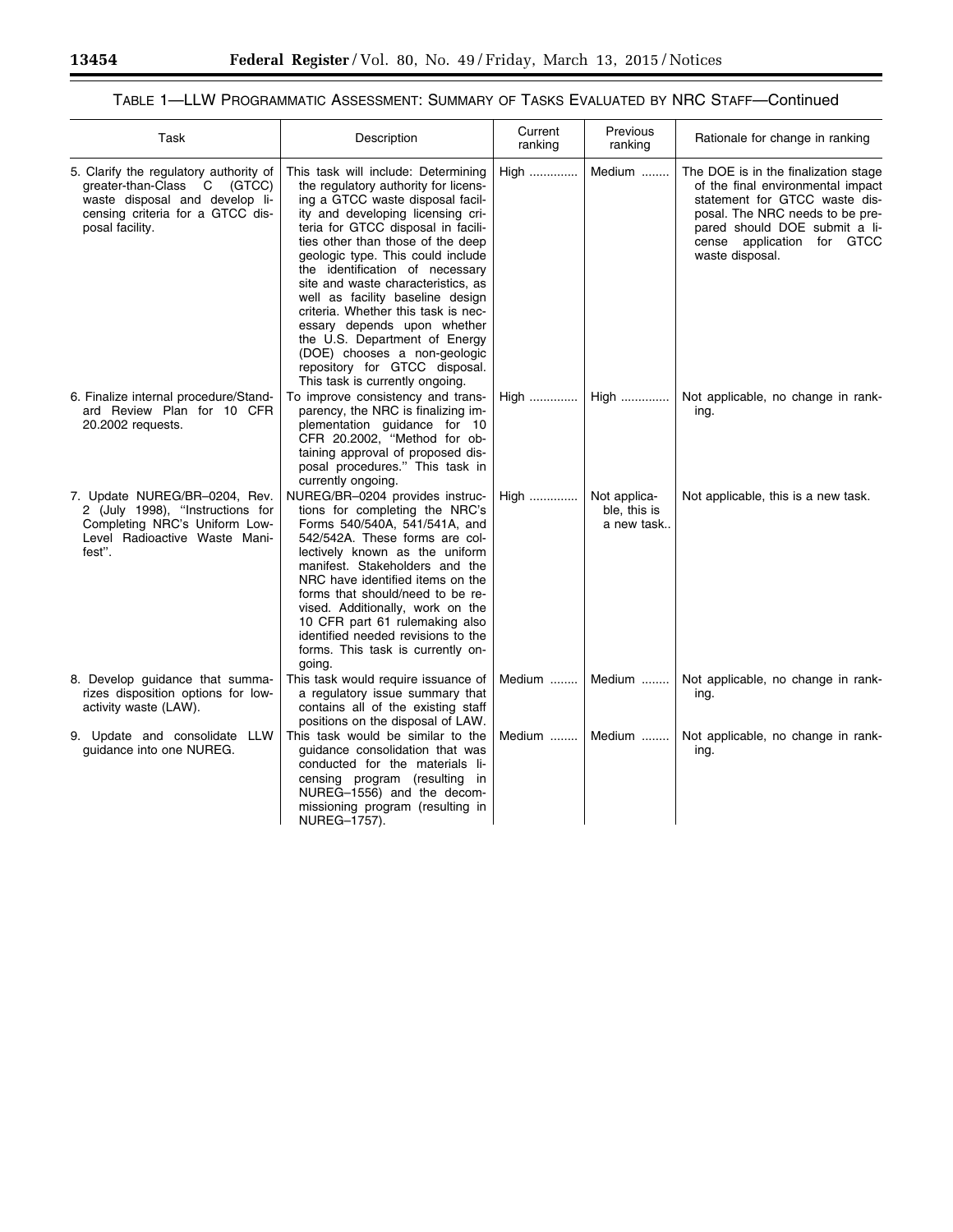### TABLE 1—LLW PROGRAMMATIC ASSESSMENT: SUMMARY OF TASKS EVALUATED BY NRC STAFF—Continued

| Task | Description | Current ranking | Previous ranking | Rationale for change in ranking |
|---|---|---|---|---|
| 5. Clarify the regulatory authority of greater-than-Class C (GTCC) waste disposal and develop licensing criteria for a GTCC disposal facility. | This task will include: Determining the regulatory authority for licensing a GTCC waste disposal facility and developing licensing criteria for GTCC disposal in facilities other than those of the deep geologic type. This could include the identification of necessary site and waste characteristics, as well as facility baseline design criteria. Whether this task is necessary depends upon whether the U.S. Department of Energy (DOE) chooses a non-geologic repository for GTCC disposal. This task is currently ongoing. | High | Medium | The DOE is in the finalization stage of the final environmental impact statement for GTCC waste disposal. The NRC needs to be prepared should DOE submit a license application for GTCC waste disposal. |
| 6. Finalize internal procedure/Standard Review Plan for 10 CFR 20.2002 requests. | To improve consistency and transparency, the NRC is finalizing implementation guidance for 10 CFR 20.2002, "Method for obtaining approval of proposed disposal procedures." This task in currently ongoing. | High | High | Not applicable, no change in ranking. |
| 7. Update NUREG/BR–0204, Rev. 2 (July 1998), "Instructions for Completing NRC's Uniform Low-Level Radioactive Waste Manifest". | NUREG/BR–0204 provides instructions for completing the NRC's Forms 540/540A, 541/541A, and 542/542A. These forms are collectively known as the uniform manifest. Stakeholders and the NRC have identified items on the forms that should/need to be revised. Additionally, work on the 10 CFR part 61 rulemaking also identified needed revisions to the forms. This task is currently ongoing. | High | Not applicable, this is a new task.. | Not applicable, this is a new task. |
| 8. Develop guidance that summarizes disposition options for low-activity waste (LAW). | This task would require issuance of a regulatory issue summary that contains all of the existing staff positions on the disposal of LAW. | Medium | Medium | Not applicable, no change in ranking. |
| 9. Update and consolidate LLW guidance into one NUREG. | This task would be similar to the guidance consolidation that was conducted for the materials licensing program (resulting in NUREG–1556) and the decommissioning program (resulting in NUREG–1757). | Medium | Medium | Not applicable, no change in ranking. |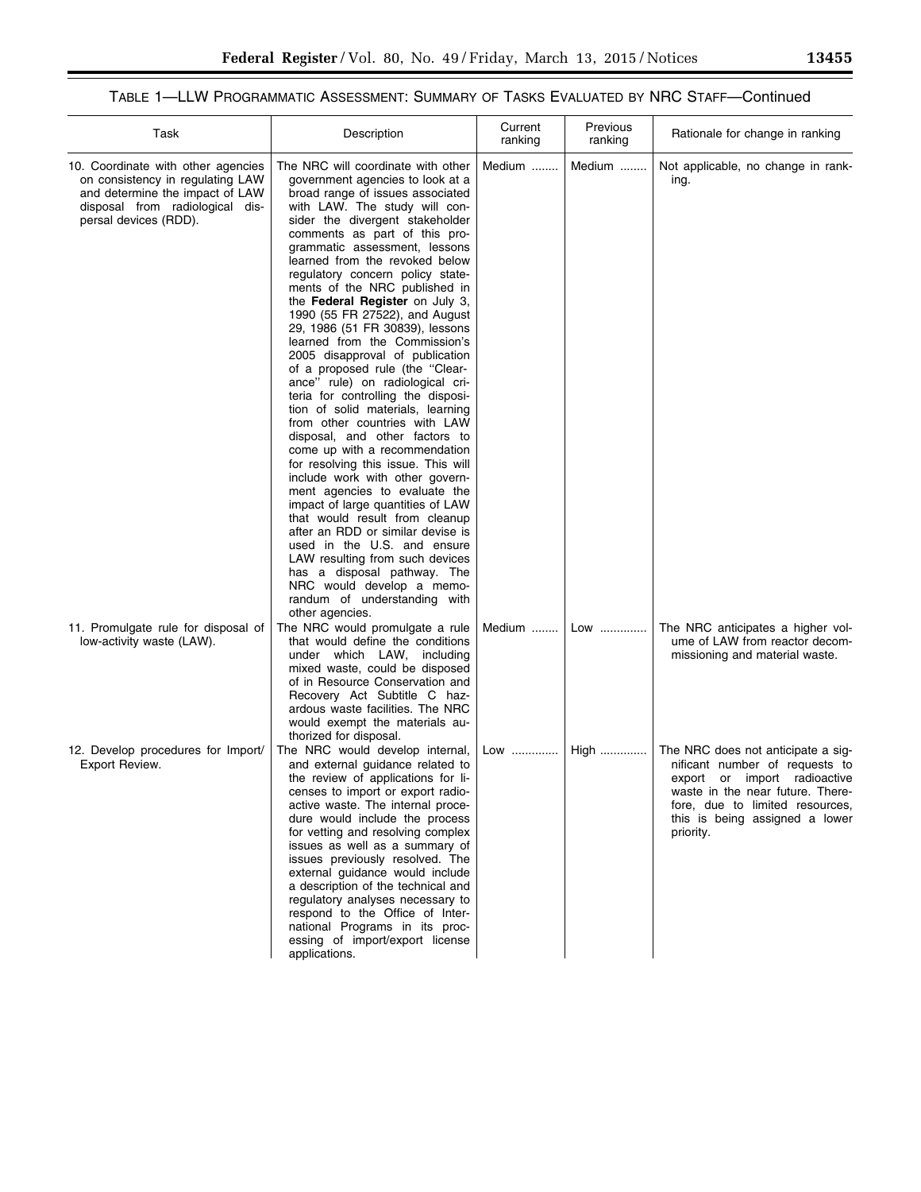## TABLE 1—LLW PROGRAMMATIC ASSESSMENT: SUMMARY OF TASKS EVALUATED BY NRC STAFF—Continued

| Task | Description | Current ranking | Previous ranking | Rationale for change in ranking |
|---|---|---|---|---|
| 10. Coordinate with other agencies on consistency in regulating LAW and determine the impact of LAW disposal from radiological dispersal devices (RDD). | The NRC will coordinate with other government agencies to look at a broad range of issues associated with LAW. The study will consider the divergent stakeholder comments as part of this programmatic assessment, lessons learned from the revoked below regulatory concern policy statements of the NRC published in the **Federal Register** on July 3, 1990 (55 FR 27522), and August 29, 1986 (51 FR 30839), lessons learned from the Commission's 2005 disapproval of publication of a proposed rule (the "Clearance" rule) on radiological criteria for controlling the disposition of solid materials, learning from other countries with LAW disposal, and other factors to come up with a recommendation for resolving this issue. This will include work with other government agencies to evaluate the impact of large quantities of LAW that would result from cleanup after an RDD or similar devise is used in the U.S. and ensure LAW resulting from such devices has a disposal pathway. The NRC would develop a memorandum of understanding with other agencies. | Medium | Medium | Not applicable, no change in ranking. |
| 11. Promulgate rule for disposal of low-activity waste (LAW). | The NRC would promulgate a rule that would define the conditions under which LAW, including mixed waste, could be disposed of in Resource Conservation and Recovery Act Subtitle C hazardous waste facilities. The NRC would exempt the materials authorized for disposal. | Medium | Low | The NRC anticipates a higher volume of LAW from reactor decommissioning and material waste. |
| 12. Develop procedures for Import/Export Review. | The NRC would develop internal, and external guidance related to the review of applications for licenses to import or export radioactive waste. The internal procedure would include the process for vetting and resolving complex issues as well as a summary of issues previously resolved. The external guidance would include a description of the technical and regulatory analyses necessary to respond to the Office of International Programs in its processing of import/export license applications. | Low | High | The NRC does not anticipate a significant number of requests to export or import radioactive waste in the near future. Therefore, due to limited resources, this is being assigned a lower priority. |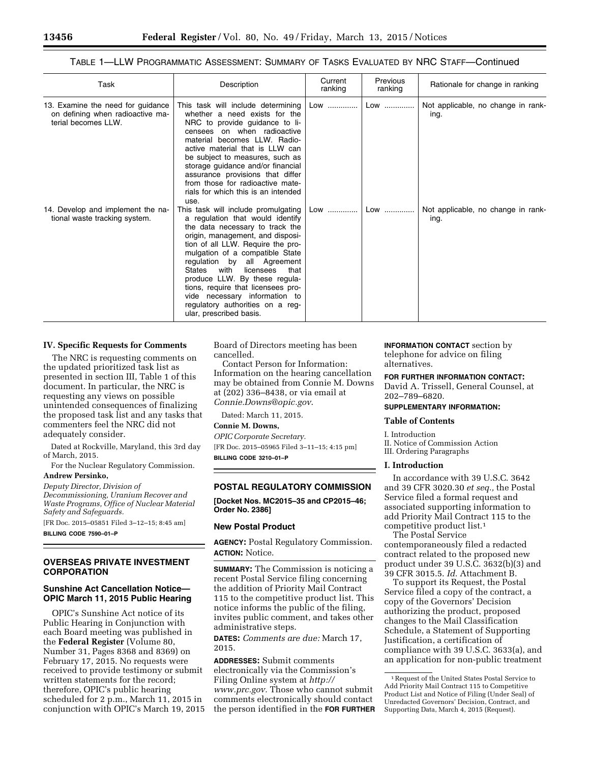TABLE 1—LLW PROGRAMMATIC ASSESSMENT: SUMMARY OF TASKS EVALUATED BY NRC STAFF—Continued

| Task | Description | Current ranking | Previous ranking | Rationale for change in ranking |
| --- | --- | --- | --- | --- |
| 13. Examine the need for guidance on defining when radioactive material becomes LLW. | This task will include determining whether a need exists for the NRC to provide guidance to licensees on when radioactive material becomes LLW. Radioactive material that is LLW can be subject to measures, such as storage guidance and/or financial assurance provisions that differ from those for radioactive materials for which this is an intended use. | Low | Low | Not applicable, no change in ranking. |
| 14. Develop and implement the national waste tracking system. | This task will include promulgating a regulation that would identify the data necessary to track the origin, management, and disposition of all LLW. Require the promulgation of a compatible State regulation by all Agreement States with licensees that produce LLW. By these regulations, require that licensees provide necessary information to regulatory authorities on a regular, prescribed basis. | Low | Low | Not applicable, no change in ranking. |

## IV. Specific Requests for Comments

The NRC is requesting comments on the updated prioritized task list as presented in section III, Table 1 of this document. In particular, the NRC is requesting any views on possible unintended consequences of finalizing the proposed task list and any tasks that commenters feel the NRC did not adequately consider.

Dated at Rockville, Maryland, this 3rd day of March, 2015.

For the Nuclear Regulatory Commission.

**Andrew Persinko,**

*Deputy Director, Division of Decommissioning, Uranium Recover and Waste Programs, Office of Nuclear Material Safety and Safeguards.*

[FR Doc. 2015–05851 Filed 3–12–15; 8:45 am]

**BILLING CODE 7590–01–P**

---

## OVERSEAS PRIVATE INVESTMENT CORPORATION

### Sunshine Act Cancellation Notice—OPIC March 11, 2015 Public Hearing

OPIC's Sunshine Act notice of its Public Hearing in Conjunction with each Board meeting was published in the **Federal Register** (Volume 80, Number 31, Pages 8368 and 8369) on February 17, 2015. No requests were received to provide testimony or submit written statements for the record; therefore, OPIC's public hearing scheduled for 2 p.m., March 11, 2015 in conjunction with OPIC's March 19, 2015 Board of Directors meeting has been cancelled.

Contact Person for Information: Information on the hearing cancellation may be obtained from Connie M. Downs at (202) 336–8438, or via email at *Connie.Downs@opic.gov*.

Dated: March 11, 2015.

**Connie M. Downs,**

*OPIC Corporate Secretary.*

[FR Doc. 2015–05965 Filed 3–11–15; 4:15 pm]

**BILLING CODE 3210–01–P**

---

## POSTAL REGULATORY COMMISSION

**[Docket Nos. MC2015–35 and CP2015–46; Order No. 2386]**

### New Postal Product

**AGENCY:** Postal Regulatory Commission.

**ACTION:** Notice.

**SUMMARY:** The Commission is noticing a recent Postal Service filing concerning the addition of Priority Mail Contract 115 to the competitive product list. This notice informs the public of the filing, invites public comment, and takes other administrative steps.

**DATES:** *Comments are due:* March 17, 2015.

**ADDRESSES:** Submit comments electronically via the Commission's Filing Online system at *http://www.prc.gov.* Those who cannot submit comments electronically should contact the person identified in the **FOR FURTHER INFORMATION CONTACT** section by telephone for advice on filing alternatives.

**FOR FURTHER INFORMATION CONTACT:** David A. Trissell, General Counsel, at 202–789–6820.

**SUPPLEMENTARY INFORMATION:**

### Table of Contents

I. Introduction
II. Notice of Commission Action
III. Ordering Paragraphs

### I. Introduction

In accordance with 39 U.S.C. 3642 and 39 CFR 3020.30 *et seq.,* the Postal Service filed a formal request and associated supporting information to add Priority Mail Contract 115 to the competitive product list.[1]

The Postal Service contemporaneously filed a redacted contract related to the proposed new product under 39 U.S.C. 3632(b)(3) and 39 CFR 3015.5. *Id.* Attachment B.

To support its Request, the Postal Service filed a copy of the contract, a copy of the Governors' Decision authorizing the product, proposed changes to the Mail Classification Schedule, a Statement of Supporting Justification, a certification of compliance with 39 U.S.C. 3633(a), and an application for non-public treatment

[1] Request of the United States Postal Service to Add Priority Mail Contract 115 to Competitive Product List and Notice of Filing (Under Seal) of Unredacted Governors' Decision, Contract, and Supporting Data, March 4, 2015 (Request).